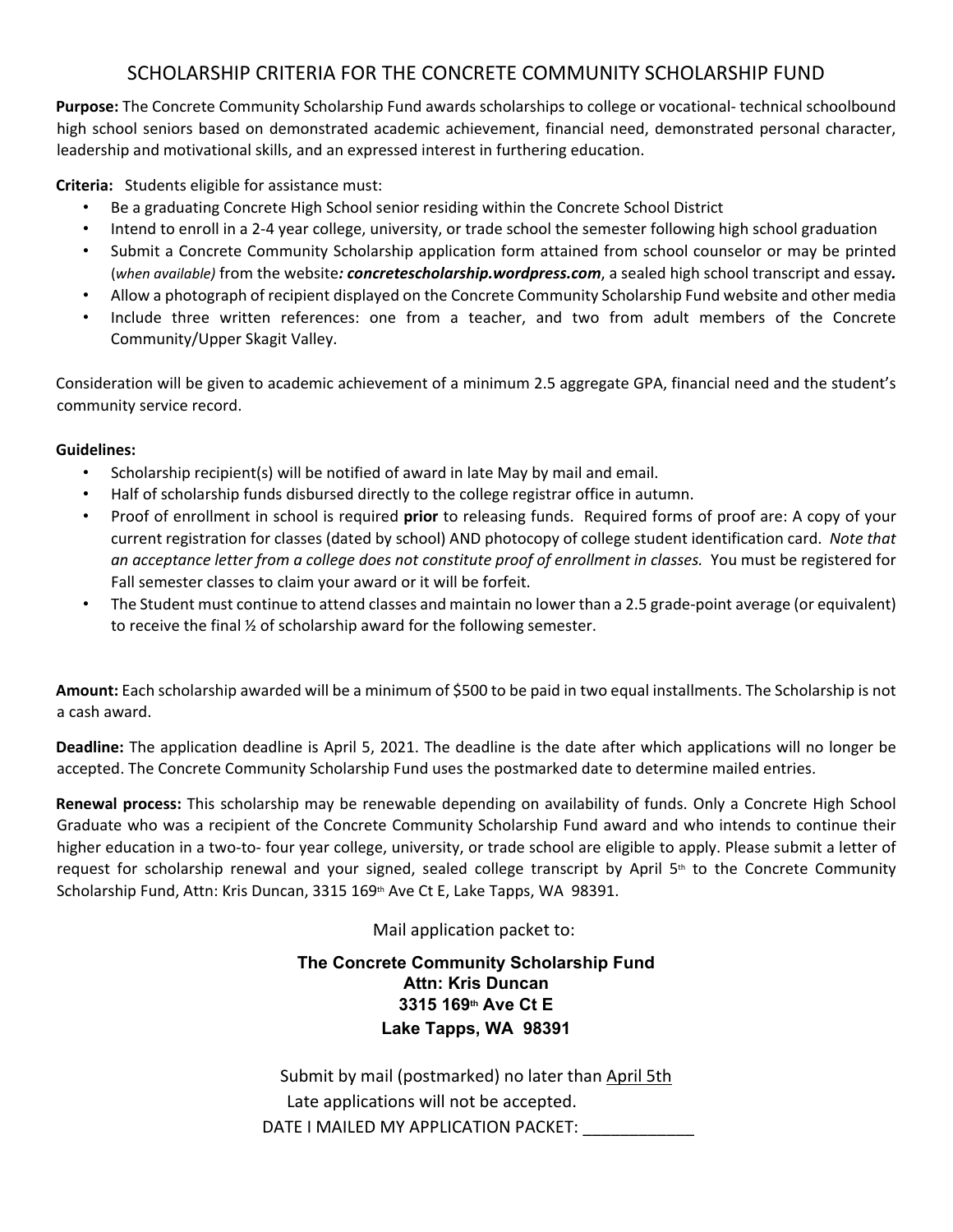# SCHOLARSHIP CRITERIA FOR THE CONCRETE COMMUNITY SCHOLARSHIP FUND

**Purpose:** The Concrete Community Scholarship Fund awards scholarships to college or vocational- technical schoolbound high school seniors based on demonstrated academic achievement, financial need, demonstrated personal character, leadership and motivational skills, and an expressed interest in furthering education.

**Criteria:** Students eligible for assistance must:

- Be a graduating Concrete High School senior residing within the Concrete School District
- Intend to enroll in a 2-4 year college, university, or trade school the semester following high school graduation
- Submit a Concrete Community Scholarship application form attained from school counselor or may be printed (*when available)* from the website***: concretescholarship.wordpress.com***, a sealed high school transcript and essay***.***
- Allow a photograph of recipient displayed on the Concrete Community Scholarship Fund website and other media
- Include three written references: one from a teacher, and two from adult members of the Concrete Community/Upper Skagit Valley.

Consideration will be given to academic achievement of a minimum 2.5 aggregate GPA, financial need and the student's community service record.

**Guidelines:**

- Scholarship recipient(s) will be notified of award in late May by mail and email.
- Half of scholarship funds disbursed directly to the college registrar office in autumn.
- Proof of enrollment in school is required **prior** to releasing funds. Required forms of proof are: A copy of your current registration for classes (dated by school) AND photocopy of college student identification card. *Note that an acceptance letter from a college does not constitute proof of enrollment in classes.* You must be registered for Fall semester classes to claim your award or it will be forfeit.
- The Student must continue to attend classes and maintain no lower than a 2.5 grade-point average (or equivalent) to receive the final ½ of scholarship award for the following semester.

**Amount:** Each scholarship awarded will be a minimum of $500 to be paid in two equal installments. The Scholarship is not a cash award.

**Deadline:** The application deadline is April 5, 2021. The deadline is the date after which applications will no longer be accepted. The Concrete Community Scholarship Fund uses the postmarked date to determine mailed entries.

**Renewal process:** This scholarship may be renewable depending on availability of funds. Only a Concrete High School Graduate who was a recipient of the Concrete Community Scholarship Fund award and who intends to continue their higher education in a two-to- four year college, university, or trade school are eligible to apply. Please submit a letter of request for scholarship renewal and your signed, sealed college transcript by April 5th to the Concrete Community Scholarship Fund, Attn: Kris Duncan, 3315 169th Ave Ct E, Lake Tapps, WA 98391.

Mail application packet to:

**The Concrete Community Scholarship Fund**
**Attn: Kris Duncan**
**3315 169th Ave Ct E**
**Lake Tapps, WA 98391**

Submit by mail (postmarked) no later than <u>April 5th</u>

Late applications will not be accepted.

DATE I MAILED MY APPLICATION PACKET: ____________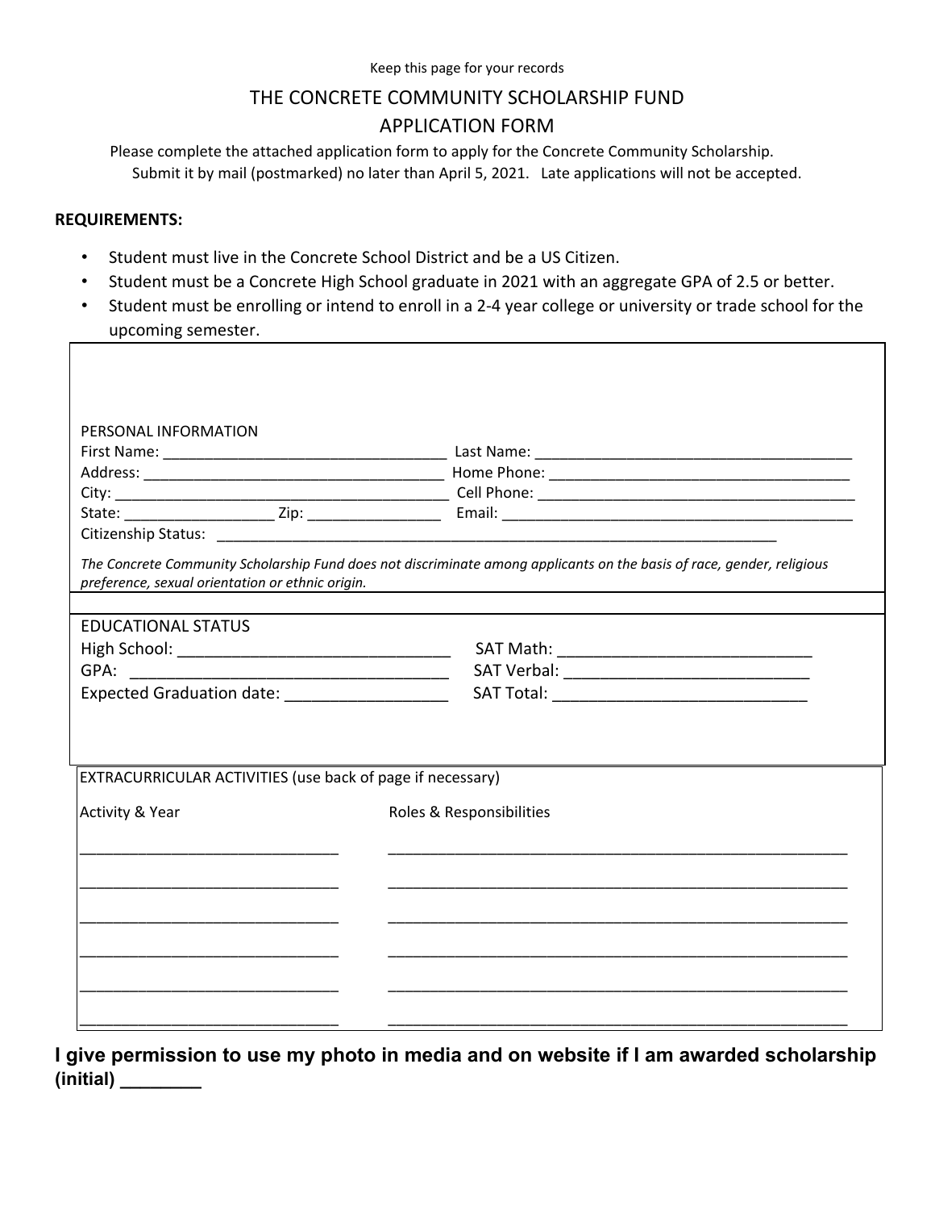Keep this page for your records

# THE CONCRETE COMMUNITY SCHOLARSHIP FUND

# APPLICATION FORM

Please complete the attached application form to apply for the Concrete Community Scholarship. Submit it by mail (postmarked) no later than April 5, 2021. Late applications will not be accepted.

**REQUIREMENTS:**

- Student must live in the Concrete School District and be a US Citizen.
- Student must be a Concrete High School graduate in 2021 with an aggregate GPA of 2.5 or better.
- Student must be enrolling or intend to enroll in a 2-4 year college or university or trade school for the upcoming semester.

PERSONAL INFORMATION

First Name: ______________________________ Last Name: ______________________________

Address: ______________________________ Home Phone: ______________________________

City: ______________________________ Cell Phone: ______________________________

State: ______________ Zip: ______________ Email: ______________________________

Citizenship Status: ____________________________________________________________

*The Concrete Community Scholarship Fund does not discriminate among applicants on the basis of race, gender, religious preference, sexual orientation or ethnic origin.*

EDUCATIONAL STATUS

High School: ______________________________ SAT Math: ______________________________

GPA: ______________________________ SAT Verbal: ______________________________

Expected Graduation date: ______________ SAT Total: ______________________________

EXTRACURRICULAR ACTIVITIES (use back of page if necessary)

| Activity & Year | Roles & Responsibilities |
|---|---|
| ______________________ | ______________________________________ |
| ______________________ | ______________________________________ |
| ______________________ | ______________________________________ |
| ______________________ | ______________________________________ |
| ______________________ | ______________________________________ |
| ______________________ | ______________________________________ |

**I give permission to use my photo in media and on website if I am awarded scholarship (initial) ________**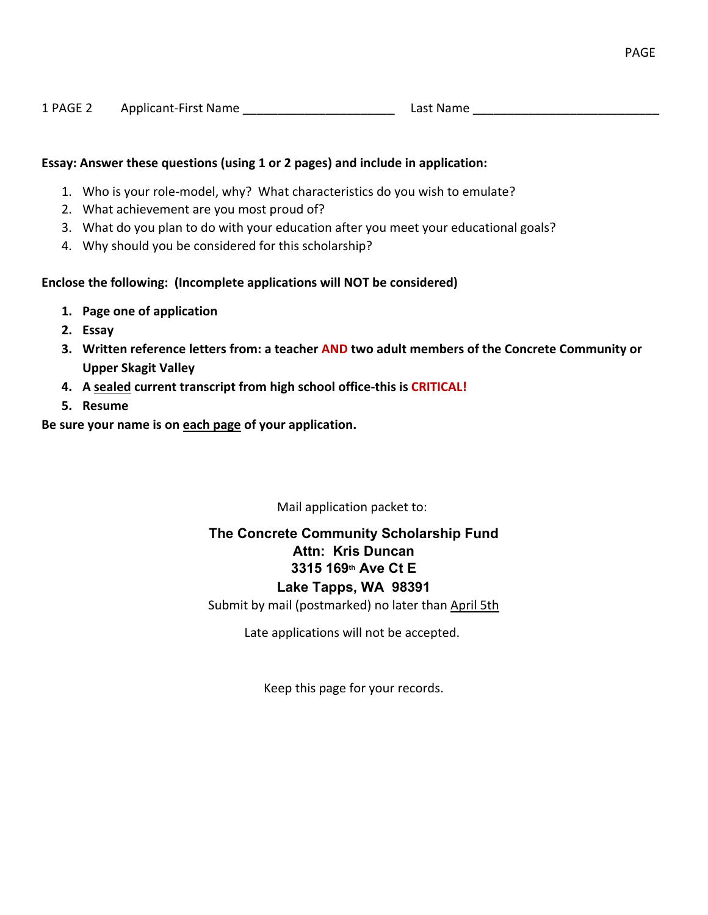Applicant-First Name ______________________ Last Name ___________________________

**Essay: Answer these questions (using 1 or 2 pages) and include in application:**

1. Who is your role-model, why? What characteristics do you wish to emulate?
2. What achievement are you most proud of?
3. What do you plan to do with your education after you meet your educational goals?
4. Why should you be considered for this scholarship?

**Enclose the following: (Incomplete applications will NOT be considered)**

1. **Page one of application**
2. **Essay**
3. **Written reference letters from: a teacher AND two adult members of the Concrete Community or Upper Skagit Valley**
4. **A <u>sealed</u> current transcript from high school office-this is CRITICAL!**
5. **Resume**

**Be sure your name is on <u>each page</u> of your application.**

Mail application packet to:

**The Concrete Community Scholarship Fund**
**Attn: Kris Duncan**
**3315 169th Ave Ct E**
**Lake Tapps, WA 98391**

Submit by mail (postmarked) no later than <u>April 5th</u>

Late applications will not be accepted.

Keep this page for your records.